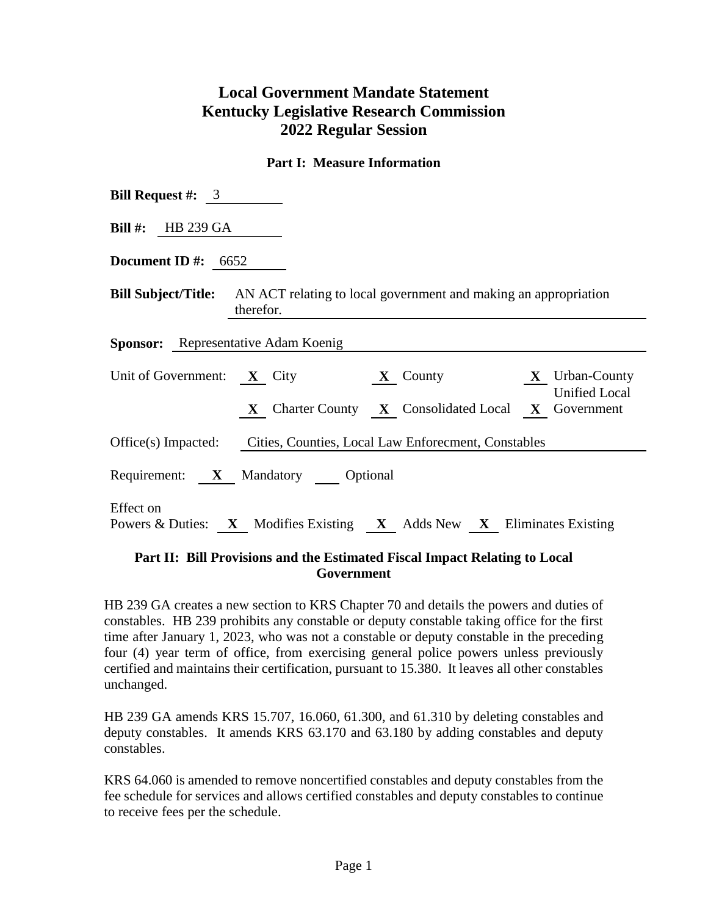# Local Government Mandate Statement
# Kentucky Legislative Research Commission
# 2022 Regular Session

## Part I: Measure Information

**Bill Request #:** 3

**Bill #:** HB 239 GA

**Document ID #:** 6652

**Bill Subject/Title:** AN ACT relating to local government and making an appropriation therefor.

**Sponsor:** Representative Adam Koenig

Unit of Government: **X** City **X** County **X** Urban-County Unified Local Government **X** Charter County **X** Consolidated Local **X** Government

Office(s) Impacted: Cities, Counties, Local Law Enforecment, Constables

Requirement: **X** Mandatory ___ Optional

Effect on Powers & Duties: **X** Modifies Existing **X** Adds New **X** Eliminates Existing

## Part II: Bill Provisions and the Estimated Fiscal Impact Relating to Local Government

HB 239 GA creates a new section to KRS Chapter 70 and details the powers and duties of constables. HB 239 prohibits any constable or deputy constable taking office for the first time after January 1, 2023, who was not a constable or deputy constable in the preceding four (4) year term of office, from exercising general police powers unless previously certified and maintains their certification, pursuant to 15.380. It leaves all other constables unchanged.

HB 239 GA amends KRS 15.707, 16.060, 61.300, and 61.310 by deleting constables and deputy constables. It amends KRS 63.170 and 63.180 by adding constables and deputy constables.

KRS 64.060 is amended to remove noncertified constables and deputy constables from the fee schedule for services and allows certified constables and deputy constables to continue to receive fees per the schedule.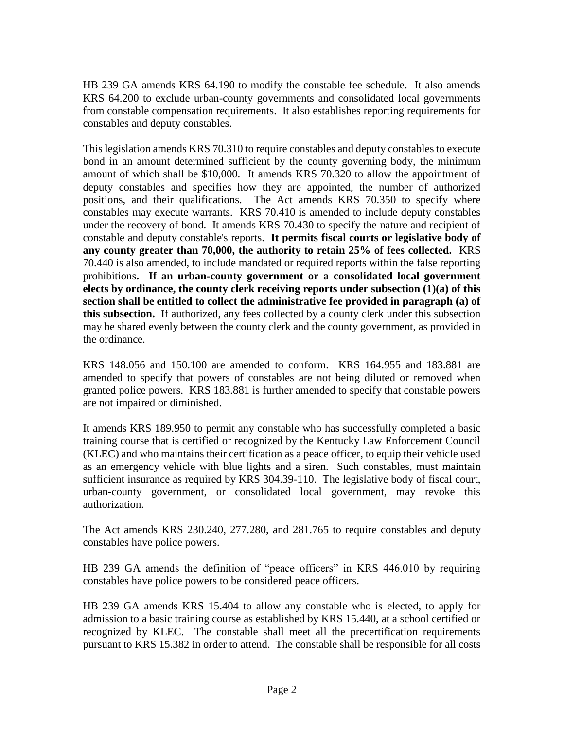HB 239 GA amends KRS 64.190 to modify the constable fee schedule. It also amends KRS 64.200 to exclude urban-county governments and consolidated local governments from constable compensation requirements. It also establishes reporting requirements for constables and deputy constables.

This legislation amends KRS 70.310 to require constables and deputy constables to execute bond in an amount determined sufficient by the county governing body, the minimum amount of which shall be $10,000. It amends KRS 70.320 to allow the appointment of deputy constables and specifies how they are appointed, the number of authorized positions, and their qualifications. The Act amends KRS 70.350 to specify where constables may execute warrants. KRS 70.410 is amended to include deputy constables under the recovery of bond. It amends KRS 70.430 to specify the nature and recipient of constable and deputy constable's reports. **It permits fiscal courts or legislative body of any county greater than 70,000, the authority to retain 25% of fees collected.** KRS 70.440 is also amended, to include mandated or required reports within the false reporting prohibitions**. If an urban-county government or a consolidated local government elects by ordinance, the county clerk receiving reports under subsection (1)(a) of this section shall be entitled to collect the administrative fee provided in paragraph (a) of this subsection.** If authorized, any fees collected by a county clerk under this subsection may be shared evenly between the county clerk and the county government, as provided in the ordinance.

KRS 148.056 and 150.100 are amended to conform. KRS 164.955 and 183.881 are amended to specify that powers of constables are not being diluted or removed when granted police powers. KRS 183.881 is further amended to specify that constable powers are not impaired or diminished.

It amends KRS 189.950 to permit any constable who has successfully completed a basic training course that is certified or recognized by the Kentucky Law Enforcement Council (KLEC) and who maintains their certification as a peace officer, to equip their vehicle used as an emergency vehicle with blue lights and a siren. Such constables, must maintain sufficient insurance as required by KRS 304.39-110. The legislative body of fiscal court, urban-county government, or consolidated local government, may revoke this authorization.

The Act amends KRS 230.240, 277.280, and 281.765 to require constables and deputy constables have police powers.

HB 239 GA amends the definition of "peace officers" in KRS 446.010 by requiring constables have police powers to be considered peace officers.

HB 239 GA amends KRS 15.404 to allow any constable who is elected, to apply for admission to a basic training course as established by KRS 15.440, at a school certified or recognized by KLEC. The constable shall meet all the precertification requirements pursuant to KRS 15.382 in order to attend. The constable shall be responsible for all costs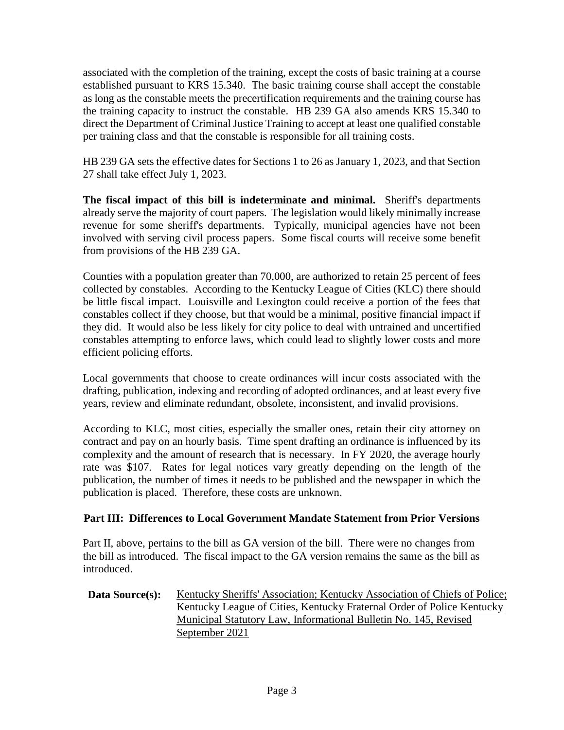associated with the completion of the training, except the costs of basic training at a course established pursuant to KRS 15.340. The basic training course shall accept the constable as long as the constable meets the precertification requirements and the training course has the training capacity to instruct the constable. HB 239 GA also amends KRS 15.340 to direct the Department of Criminal Justice Training to accept at least one qualified constable per training class and that the constable is responsible for all training costs.

HB 239 GA sets the effective dates for Sections 1 to 26 as January 1, 2023, and that Section 27 shall take effect July 1, 2023.

**The fiscal impact of this bill is indeterminate and minimal.** Sheriff's departments already serve the majority of court papers. The legislation would likely minimally increase revenue for some sheriff's departments. Typically, municipal agencies have not been involved with serving civil process papers. Some fiscal courts will receive some benefit from provisions of the HB 239 GA.

Counties with a population greater than 70,000, are authorized to retain 25 percent of fees collected by constables. According to the Kentucky League of Cities (KLC) there should be little fiscal impact. Louisville and Lexington could receive a portion of the fees that constables collect if they choose, but that would be a minimal, positive financial impact if they did. It would also be less likely for city police to deal with untrained and uncertified constables attempting to enforce laws, which could lead to slightly lower costs and more efficient policing efforts.

Local governments that choose to create ordinances will incur costs associated with the drafting, publication, indexing and recording of adopted ordinances, and at least every five years, review and eliminate redundant, obsolete, inconsistent, and invalid provisions.

According to KLC, most cities, especially the smaller ones, retain their city attorney on contract and pay on an hourly basis. Time spent drafting an ordinance is influenced by its complexity and the amount of research that is necessary. In FY 2020, the average hourly rate was $107. Rates for legal notices vary greatly depending on the length of the publication, the number of times it needs to be published and the newspaper in which the publication is placed. Therefore, these costs are unknown.

**Part III: Differences to Local Government Mandate Statement from Prior Versions**

Part II, above, pertains to the bill as GA version of the bill. There were no changes from the bill as introduced. The fiscal impact to the GA version remains the same as the bill as introduced.

**Data Source(s):** Kentucky Sheriffs' Association; Kentucky Association of Chiefs of Police; Kentucky League of Cities, Kentucky Fraternal Order of Police Kentucky Municipal Statutory Law, Informational Bulletin No. 145, Revised September 2021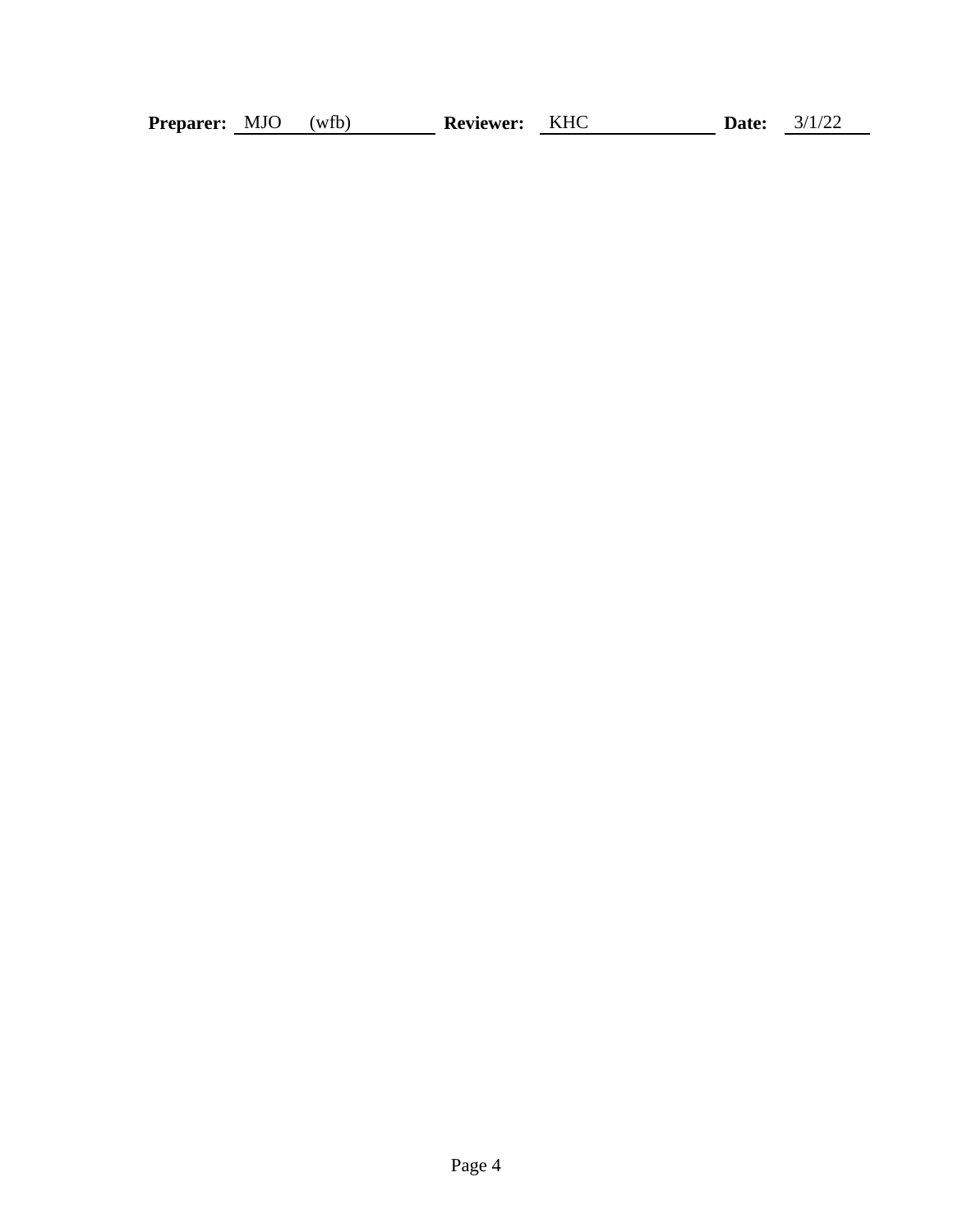**Preparer:** MJO (wfb) **Reviewer:** KHC **Date:** 3/1/22